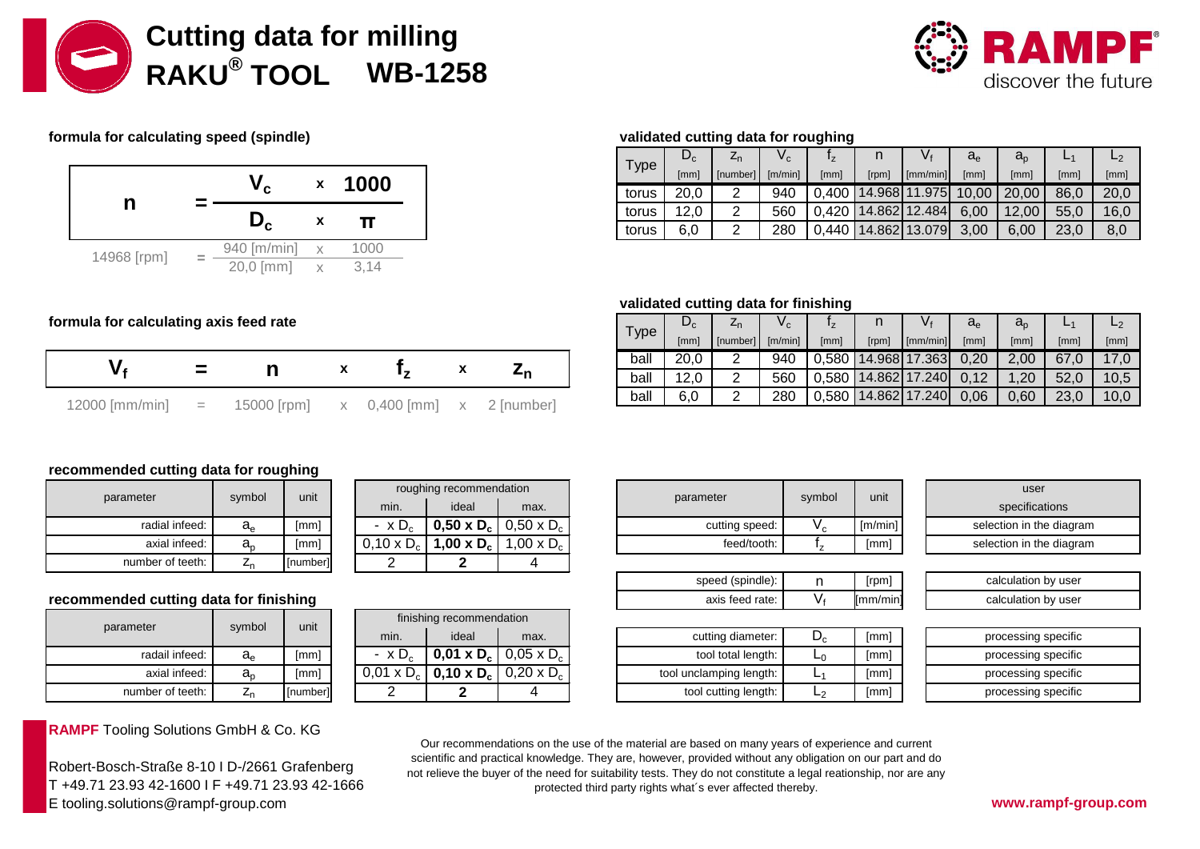# Cutting data for milling
# RAKU® TOOL WB-1258

RAMPF discover the future

### formula for calculating speed (spindle)

$$n = \frac{V_c \times 1000}{D_c \times \pi}$$

14968 [rpm] = 940 [m/min] x 1000 / 20,0 [mm] x 3,14

### formula for calculating axis feed rate

$$V_f = n \times f_z \times z_n$$

12000 [mm/min] = 15000 [rpm] x 0,400 [mm] x 2 [number]

### validated cutting data for roughing

| Type | $D_c$ [mm] | $z_n$ [number] | $V_c$ [m/min] | $f_z$ [mm] | n [rpm] | $V_f$ [mm/min] | $a_e$ [mm] | $a_p$ [mm] | $L_1$ [mm] | $L_2$ [mm] |
|---|---|---|---|---|---|---|---|---|---|---|
| torus | 20,0 | 2 | 940 | 0,400 | 14.968 | 11.975 | 10,00 | 20,00 | 86,0 | 20,0 |
| torus | 12,0 | 2 | 560 | 0,420 | 14.862 | 12.484 | 6,00 | 12,00 | 55,0 | 16,0 |
| torus | 6,0 | 2 | 280 | 0,440 | 14.862 | 13.079 | 3,00 | 6,00 | 23,0 | 8,0 |

### validated cutting data for finishing

| Type | $D_c$ [mm] | $z_n$ [number] | $V_c$ [m/min] | $f_z$ [mm] | n [rpm] | $V_f$ [mm/min] | $a_e$ [mm] | $a_p$ [mm] | $L_1$ [mm] | $L_2$ [mm] |
|---|---|---|---|---|---|---|---|---|---|---|
| ball | 20,0 | 2 | 940 | 0,580 | 14.968 | 17.363 | 0,20 | 2,00 | 67,0 | 17,0 |
| ball | 12,0 | 2 | 560 | 0,580 | 14.862 | 17.240 | 0,12 | 1,20 | 52,0 | 10,5 |
| ball | 6,0 | 2 | 280 | 0,580 | 14.862 | 17.240 | 0,06 | 0,60 | 23,0 | 10,0 |

### recommended cutting data for roughing

| parameter | symbol | unit | roughing recommendation min. | ideal | max. |
|---|---|---|---|---|---|
| radial infeed: | $a_e$ | [mm] | - x $D_c$ | **0,50 x $D_c$** | 0,50 x $D_c$ |
| axial infeed: | $a_p$ | [mm] | 0,10 x $D_c$ | **1,00 x $D_c$** | 1,00 x $D_c$ |
| number of teeth: | $z_n$ | [number] | 2 | **2** | 4 |

### recommended cutting data for finishing

| parameter | symbol | unit | finishing recommendation min. | ideal | max. |
|---|---|---|---|---|---|
| radail infeed: | $a_e$ | [mm] | - x $D_c$ | **0,01 x $D_c$** | 0,05 x $D_c$ |
| axial infeed: | $a_p$ | [mm] | 0,01 x $D_c$ | **0,10 x $D_c$** | 0,20 x $D_c$ |
| number of teeth: | $z_n$ | [number] | 2 | **2** | 4 |

| parameter | symbol | unit | user specifications |
|---|---|---|---|
| cutting speed: | $V_c$ | [m/min] | selection in the diagram |
| feed/tooth: | $f_z$ | [mm] | selection in the diagram |
| speed (spindle): | n | [rpm] | calculation by user |
| axis feed rate: | $V_f$ | [mm/min] | calculation by user |
| cutting diameter: | $D_c$ | [mm] | processing specific |
| tool total length: | $L_0$ | [mm] | processing specific |
| tool unclamping length: | $L_1$ | [mm] | processing specific |
| tool cutting length: | $L_2$ | [mm] | processing specific |

**RAMPF** Tooling Solutions GmbH & Co. KG

Robert-Bosch-Straße 8-10 I D-/2661 Grafenberg
T +49.71 23.93 42-1600 I F +49.71 23.93 42-1666
E tooling.solutions@rampf-group.com

Our recommendations on the use of the material are based on many years of experience and current scientific and practical knowledge. They are, however, provided without any obligation on our part and do not relieve the buyer of the need for suitability tests. They do not constitute a legal reationship, nor are any protected third party rights what´s ever affected thereby.

**www.rampf-group.com**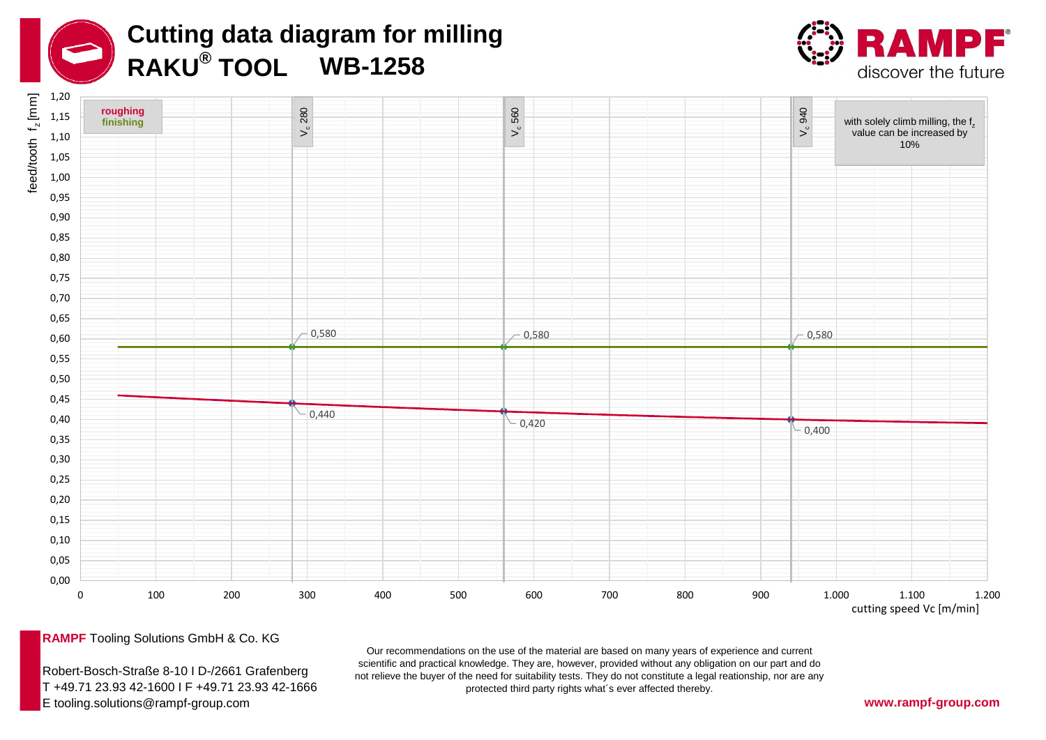# Cutting data diagram for milling

## RAKU® TOOL WB-1258

RAMPF discover the future

feed/tooth $f_z$ [mm]

roughing
finishing

$V_c$ 280

$V_c$ 560

$V_c$ 940

with solely climb milling, the $f_z$ value can be increased by 10%

| cutting speed Vc [m/min] | 280 | 560 | 940 |
|---|---|---|---|
| finishing $f_z$ [mm] | 0,580 | 0,580 | 0,580 |
| roughing $f_z$ [mm] | 0,440 | 0,420 | 0,400 |

cutting speed Vc [m/min]

**RAMPF** Tooling Solutions GmbH & Co. KG

Robert-Bosch-Straße 8-10 I D-/2661 Grafenberg
T +49.71 23.93 42-1600 I F +49.71 23.93 42-1666
E tooling.solutions@rampf-group.com

Our recommendations on the use of the material are based on many years of experience and current scientific and practical knowledge. They are, however, provided without any obligation on our part and do not relieve the buyer of the need for suitability tests. They do not constitute a legal reationship, nor are any protected third party rights what´s ever affected thereby.

**www.rampf-group.com**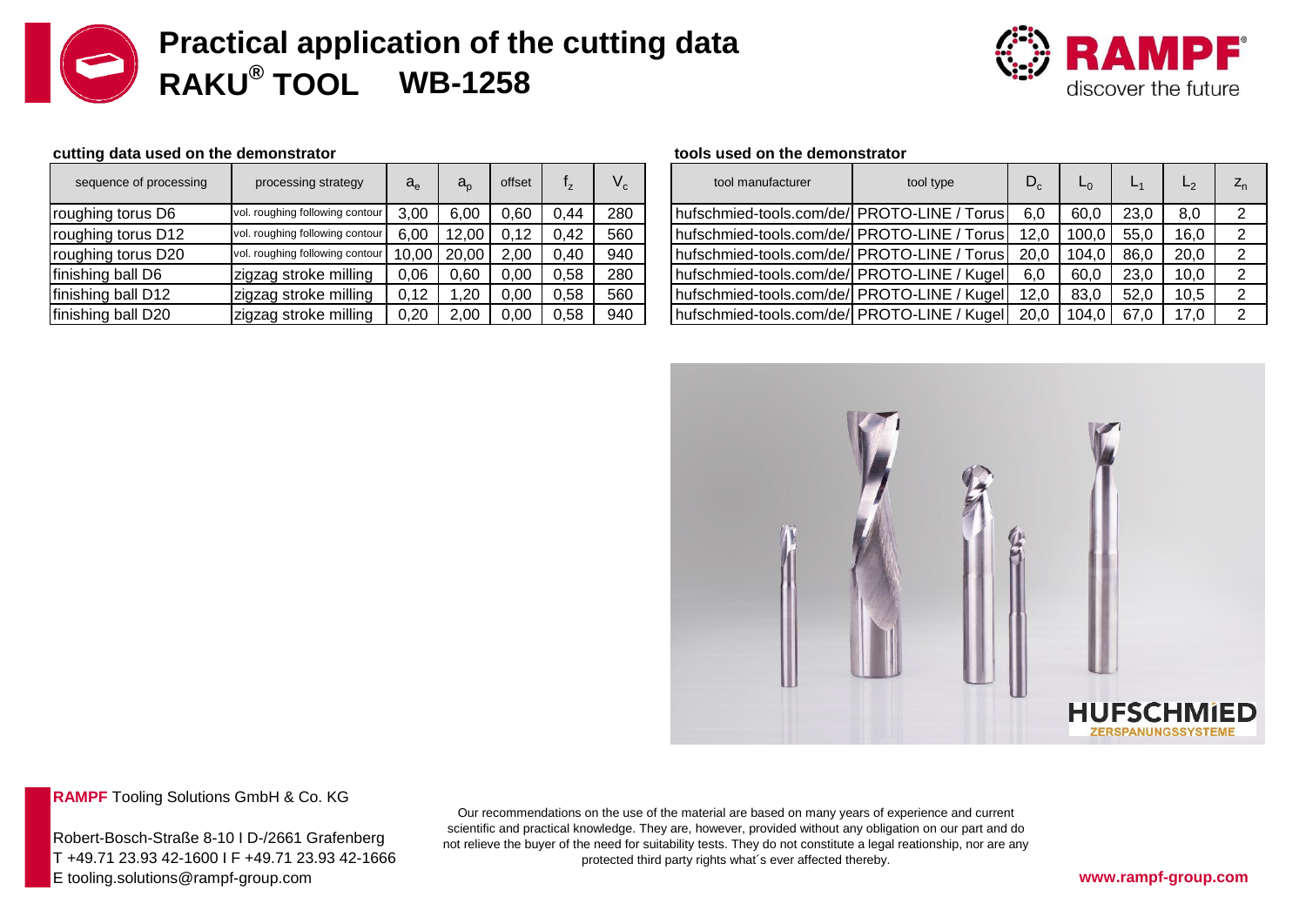# Practical application of the cutting data

## RAKU® TOOL WB-1258

RAMPF discover the future

**cutting data used on the demonstrator**

| sequence of processing | processing strategy | $a_e$ | $a_p$ | offset | $f_z$ | $V_c$ |
|---|---|---|---|---|---|---|
| roughing torus D6 | vol. roughing following contour | 3,00 | 6,00 | 0,60 | 0,44 | 280 |
| roughing torus D12 | vol. roughing following contour | 6,00 | 12,00 | 0,12 | 0,42 | 560 |
| roughing torus D20 | vol. roughing following contour | 10,00 | 20,00 | 2,00 | 0,40 | 940 |
| finishing ball D6 | zigzag stroke milling | 0,06 | 0,60 | 0,00 | 0,58 | 280 |
| finishing ball D12 | zigzag stroke milling | 0,12 | 1,20 | 0,00 | 0,58 | 560 |
| finishing ball D20 | zigzag stroke milling | 0,20 | 2,00 | 0,00 | 0,58 | 940 |

**tools used on the demonstrator**

| tool manufacturer | tool type | $D_c$ | $L_0$ | $L_1$ | $L_2$ | $z_n$ |
|---|---|---|---|---|---|---|
| hufschmied-tools.com/de/ | PROTO-LINE / Torus | 6,0 | 60,0 | 23,0 | 8,0 | 2 |
| hufschmied-tools.com/de/ | PROTO-LINE / Torus | 12,0 | 100,0 | 55,0 | 16,0 | 2 |
| hufschmied-tools.com/de/ | PROTO-LINE / Torus | 20,0 | 104,0 | 86,0 | 20,0 | 2 |
| hufschmied-tools.com/de/ | PROTO-LINE / Kugel | 6,0 | 60,0 | 23,0 | 10,0 | 2 |
| hufschmied-tools.com/de/ | PROTO-LINE / Kugel | 12,0 | 83,0 | 52,0 | 10,5 | 2 |
| hufschmied-tools.com/de/ | PROTO-LINE / Kugel | 20,0 | 104,0 | 67,0 | 17,0 | 2 |

HUFSCHMIED ZERSPANUNGSSYSTEME

**RAMPF** Tooling Solutions GmbH & Co. KG

Robert-Bosch-Straße 8-10 I D-/2661 Grafenberg
T +49.71 23.93 42-1600 I F +49.71 23.93 42-1666
E tooling.solutions@rampf-group.com

Our recommendations on the use of the material are based on many years of experience and current scientific and practical knowledge. They are, however, provided without any obligation on our part and do not relieve the buyer of the need for suitability tests. They do not constitute a legal reationship, nor are any protected third party rights what´s ever affected thereby.

**www.rampf-group.com**